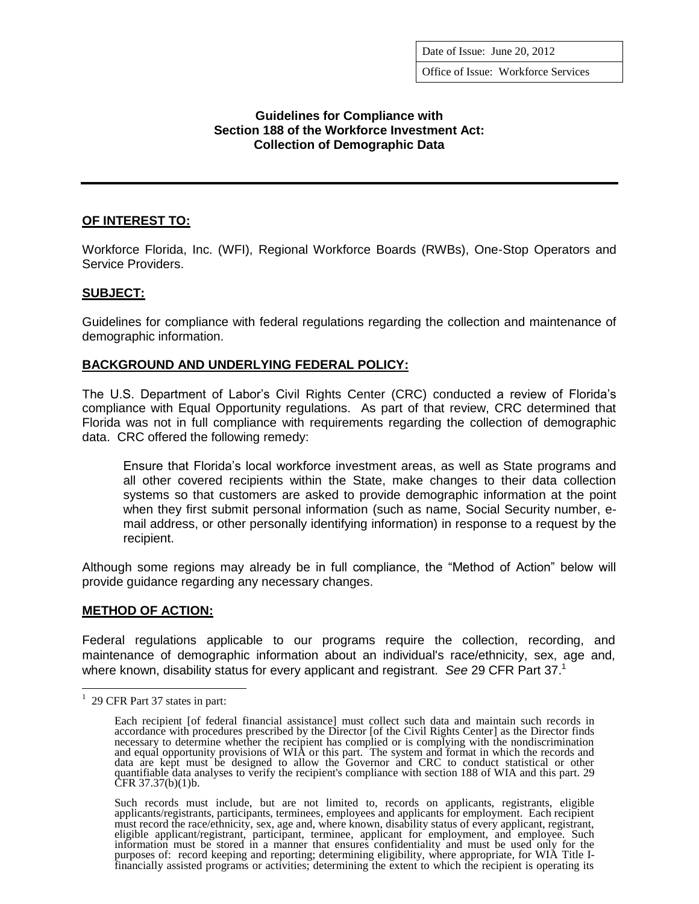| Date of Issue: June 20, 2012 |
| --- |
| Office of Issue: Workforce Services |

**Guidelines for Compliance with**
**Section 188 of the Workforce Investment Act:**
**Collection of Demographic Data**

---

## OF INTEREST TO:

Workforce Florida, Inc. (WFI), Regional Workforce Boards (RWBs), One-Stop Operators and Service Providers.

## SUBJECT:

Guidelines for compliance with federal regulations regarding the collection and maintenance of demographic information.

## BACKGROUND AND UNDERLYING FEDERAL POLICY:

The U.S. Department of Labor's Civil Rights Center (CRC) conducted a review of Florida's compliance with Equal Opportunity regulations. As part of that review, CRC determined that Florida was not in full compliance with requirements regarding the collection of demographic data. CRC offered the following remedy:

> Ensure that Florida's local workforce investment areas, as well as State programs and all other covered recipients within the State, make changes to their data collection systems so that customers are asked to provide demographic information at the point when they first submit personal information (such as name, Social Security number, e-mail address, or other personally identifying information) in response to a request by the recipient.

Although some regions may already be in full compliance, the "Method of Action" below will provide guidance regarding any necessary changes.

## METHOD OF ACTION:

Federal regulations applicable to our programs require the collection, recording, and maintenance of demographic information about an individual's race/ethnicity, sex, age and, where known, disability status for every applicant and registrant. *See* 29 CFR Part 37.[1]

---

[1] 29 CFR Part 37 states in part:

> Each recipient [of federal financial assistance] must collect such data and maintain such records in accordance with procedures prescribed by the Director [of the Civil Rights Center] as the Director finds necessary to determine whether the recipient has complied or is complying with the nondiscrimination and equal opportunity provisions of WIA or this part. The system and format in which the records and data are kept must be designed to allow the Governor and CRC to conduct statistical or other quantifiable data analyses to verify the recipient's compliance with section 188 of WIA and this part. 29 CFR 37.37(b)(1)b.
>
> Such records must include, but are not limited to, records on applicants, registrants, eligible applicants/registrants, participants, terminees, employees and applicants for employment. Each recipient must record the race/ethnicity, sex, age and, where known, disability status of every applicant, registrant, eligible applicant/registrant, participant, terminee, applicant for employment, and employee. Such information must be stored in a manner that ensures confidentiality and must be used only for the purposes of: record keeping and reporting; determining eligibility, where appropriate, for WIA Title I-financially assisted programs or activities; determining the extent to which the recipient is operating its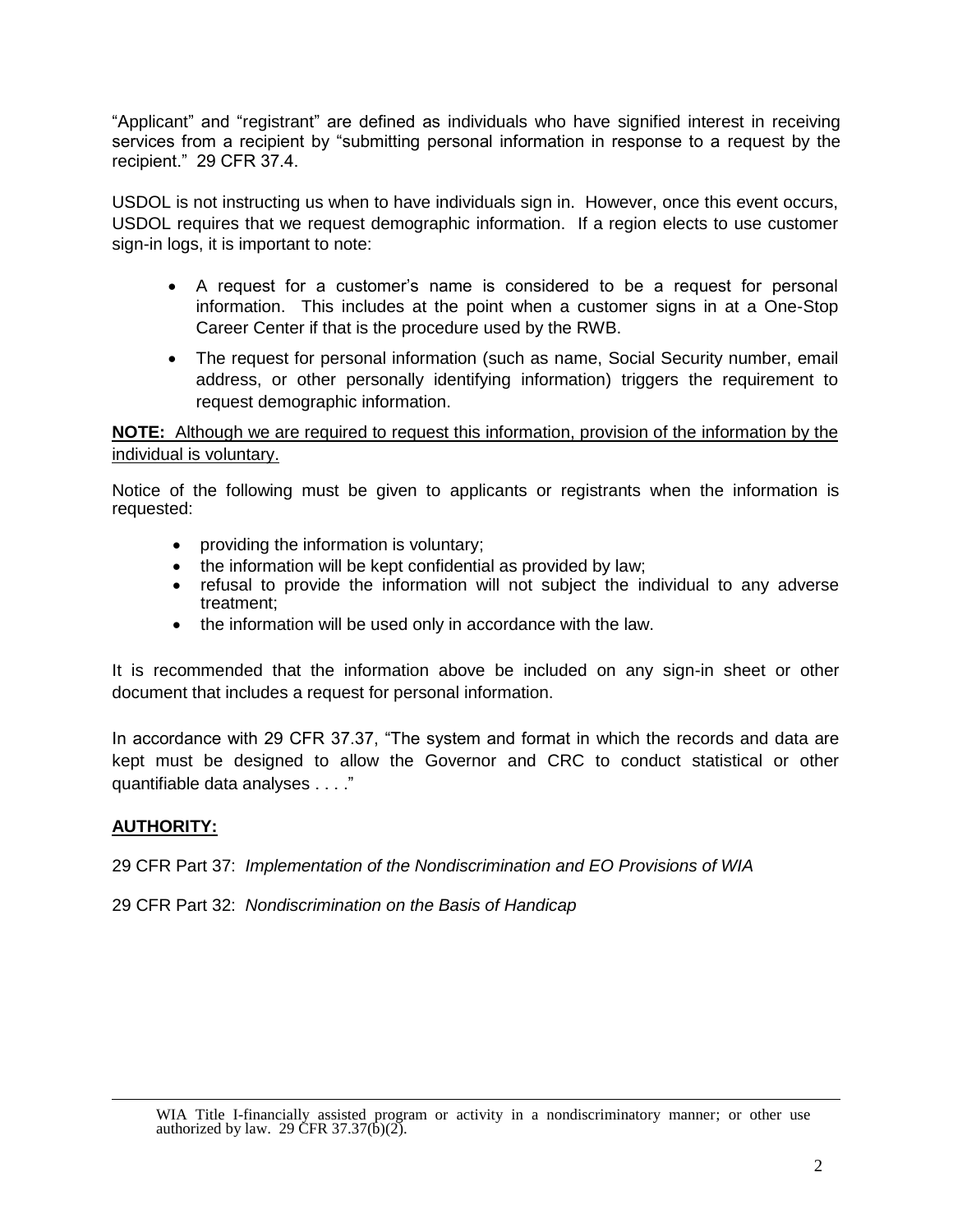"Applicant" and "registrant" are defined as individuals who have signified interest in receiving services from a recipient by "submitting personal information in response to a request by the recipient." 29 CFR 37.4.

USDOL is not instructing us when to have individuals sign in. However, once this event occurs, USDOL requires that we request demographic information. If a region elects to use customer sign-in logs, it is important to note:

- A request for a customer's name is considered to be a request for personal information. This includes at the point when a customer signs in at a One-Stop Career Center if that is the procedure used by the RWB.
- The request for personal information (such as name, Social Security number, email address, or other personally identifying information) triggers the requirement to request demographic information.

**NOTE:** <u>Although we are required to request this information, provision of the information by the individual is voluntary.</u>

Notice of the following must be given to applicants or registrants when the information is requested:

- providing the information is voluntary;
- the information will be kept confidential as provided by law;
- refusal to provide the information will not subject the individual to any adverse treatment;
- the information will be used only in accordance with the law.

It is recommended that the information above be included on any sign-in sheet or other document that includes a request for personal information.

In accordance with 29 CFR 37.37, "The system and format in which the records and data are kept must be designed to allow the Governor and CRC to conduct statistical or other quantifiable data analyses . . . ."

## AUTHORITY:

29 CFR Part 37: *Implementation of the Nondiscrimination and EO Provisions of WIA*

29 CFR Part 32: *Nondiscrimination on the Basis of Handicap*

---

WIA Title I-financially assisted program or activity in a nondiscriminatory manner; or other use authorized by law. 29 CFR 37.37(b)(2).